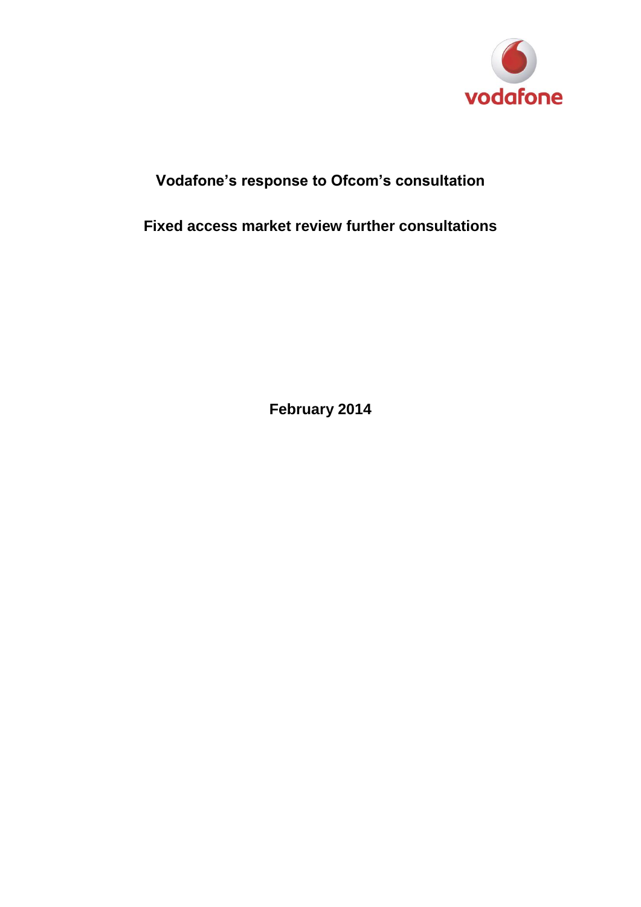vodafone

# Vodafone's response to Ofcom's consultation

## Fixed access market review further consultations

**February 2014**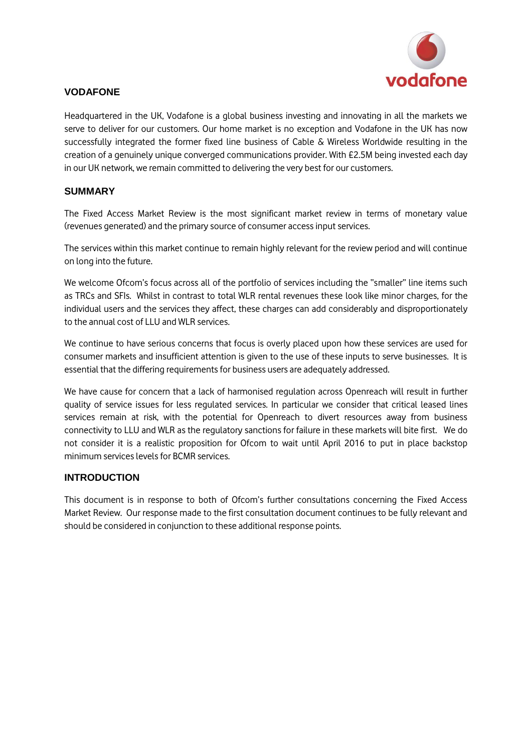## VODAFONE

Headquartered in the UK, Vodafone is a global business investing and innovating in all the markets we serve to deliver for our customers. Our home market is no exception and Vodafone in the UK has now successfully integrated the former fixed line business of Cable & Wireless Worldwide resulting in the creation of a genuinely unique converged communications provider. With £2.5M being invested each day in our UK network, we remain committed to delivering the very best for our customers.

## SUMMARY

The Fixed Access Market Review is the most significant market review in terms of monetary value (revenues generated) and the primary source of consumer access input services.

The services within this market continue to remain highly relevant for the review period and will continue on long into the future.

We welcome Ofcom's focus across all of the portfolio of services including the "smaller" line items such as TRCs and SFIs. Whilst in contrast to total WLR rental revenues these look like minor charges, for the individual users and the services they affect, these charges can add considerably and disproportionately to the annual cost of LLU and WLR services.

We continue to have serious concerns that focus is overly placed upon how these services are used for consumer markets and insufficient attention is given to the use of these inputs to serve businesses. It is essential that the differing requirements for business users are adequately addressed.

We have cause for concern that a lack of harmonised regulation across Openreach will result in further quality of service issues for less regulated services. In particular we consider that critical leased lines services remain at risk, with the potential for Openreach to divert resources away from business connectivity to LLU and WLR as the regulatory sanctions for failure in these markets will bite first. We do not consider it is a realistic proposition for Ofcom to wait until April 2016 to put in place backstop minimum services levels for BCMR services.

## INTRODUCTION

This document is in response to both of Ofcom's further consultations concerning the Fixed Access Market Review. Our response made to the first consultation document continues to be fully relevant and should be considered in conjunction to these additional response points.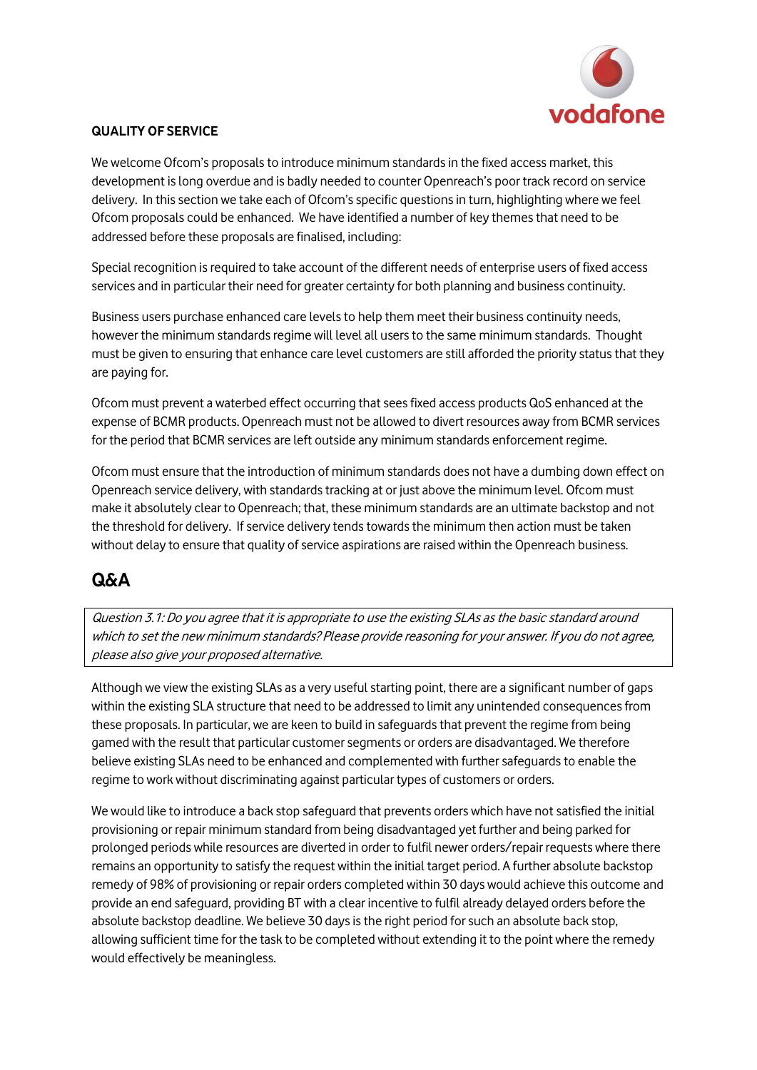**QUALITY OF SERVICE**

We welcome Ofcom's proposals to introduce minimum standards in the fixed access market, this development is long overdue and is badly needed to counter Openreach's poor track record on service delivery. In this section we take each of Ofcom's specific questions in turn, highlighting where we feel Ofcom proposals could be enhanced. We have identified a number of key themes that need to be addressed before these proposals are finalised, including:

Special recognition is required to take account of the different needs of enterprise users of fixed access services and in particular their need for greater certainty for both planning and business continuity.

Business users purchase enhanced care levels to help them meet their business continuity needs, however the minimum standards regime will level all users to the same minimum standards. Thought must be given to ensuring that enhance care level customers are still afforded the priority status that they are paying for.

Ofcom must prevent a waterbed effect occurring that sees fixed access products QoS enhanced at the expense of BCMR products. Openreach must not be allowed to divert resources away from BCMR services for the period that BCMR services are left outside any minimum standards enforcement regime.

Ofcom must ensure that the introduction of minimum standards does not have a dumbing down effect on Openreach service delivery, with standards tracking at or just above the minimum level. Ofcom must make it absolutely clear to Openreach; that, these minimum standards are an ultimate backstop and not the threshold for delivery. If service delivery tends towards the minimum then action must be taken without delay to ensure that quality of service aspirations are raised within the Openreach business.

## Q&A

*Question 3.1: Do you agree that it is appropriate to use the existing SLAs as the basic standard around which to set the new minimum standards? Please provide reasoning for your answer. If you do not agree, please also give your proposed alternative.*

Although we view the existing SLAs as a very useful starting point, there are a significant number of gaps within the existing SLA structure that need to be addressed to limit any unintended consequences from these proposals. In particular, we are keen to build in safeguards that prevent the regime from being gamed with the result that particular customer segments or orders are disadvantaged. We therefore believe existing SLAs need to be enhanced and complemented with further safeguards to enable the regime to work without discriminating against particular types of customers or orders.

We would like to introduce a back stop safeguard that prevents orders which have not satisfied the initial provisioning or repair minimum standard from being disadvantaged yet further and being parked for prolonged periods while resources are diverted in order to fulfil newer orders/repair requests where there remains an opportunity to satisfy the request within the initial target period. A further absolute backstop remedy of 98% of provisioning or repair orders completed within 30 days would achieve this outcome and provide an end safeguard, providing BT with a clear incentive to fulfil already delayed orders before the absolute backstop deadline. We believe 30 days is the right period for such an absolute back stop, allowing sufficient time for the task to be completed without extending it to the point where the remedy would effectively be meaningless.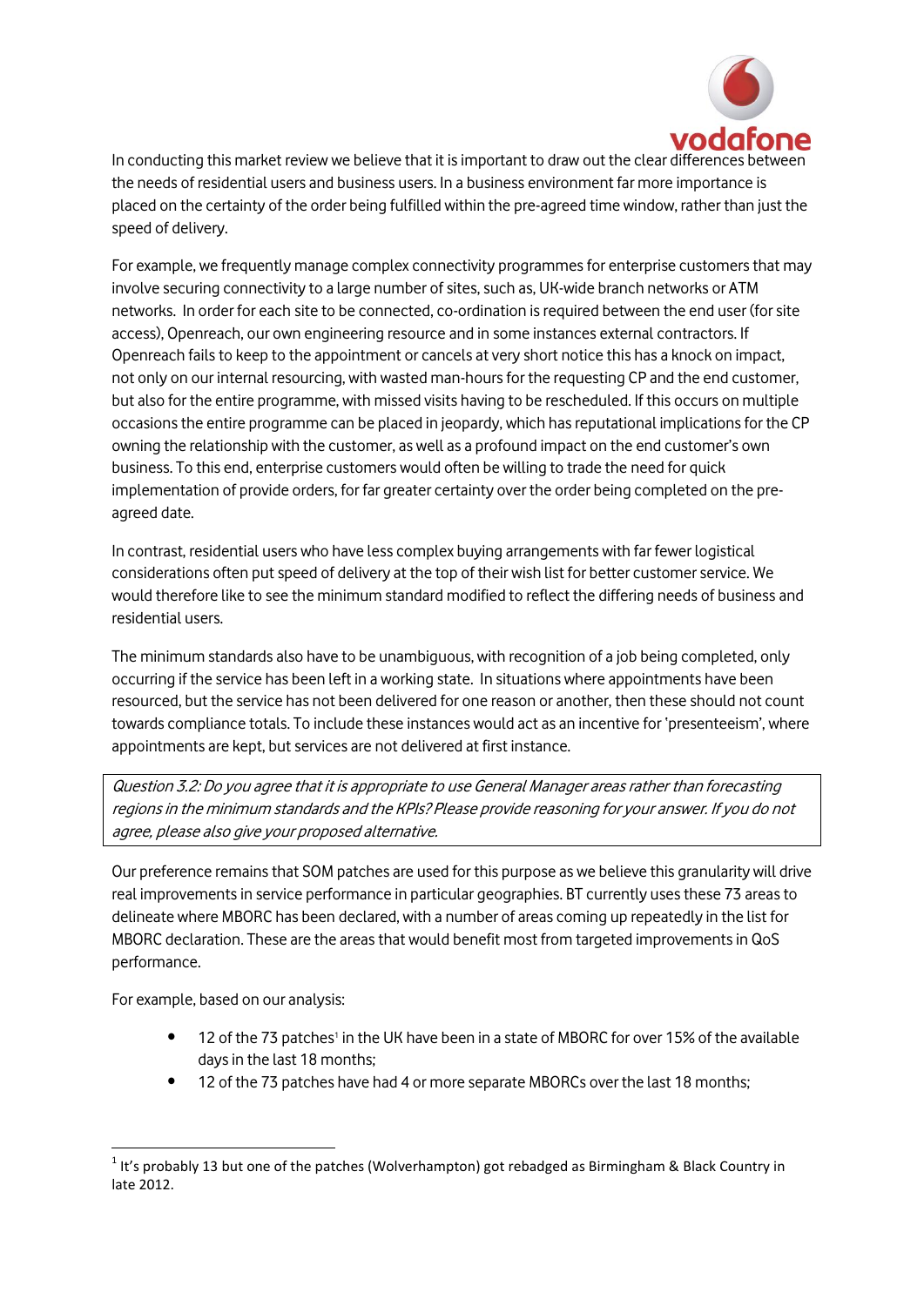In conducting this market review we believe that it is important to draw out the clear differences between the needs of residential users and business users. In a business environment far more importance is placed on the certainty of the order being fulfilled within the pre-agreed time window, rather than just the speed of delivery.

For example, we frequently manage complex connectivity programmes for enterprise customers that may involve securing connectivity to a large number of sites, such as, UK-wide branch networks or ATM networks. In order for each site to be connected, co-ordination is required between the end user (for site access), Openreach, our own engineering resource and in some instances external contractors. If Openreach fails to keep to the appointment or cancels at very short notice this has a knock on impact, not only on our internal resourcing, with wasted man-hours for the requesting CP and the end customer, but also for the entire programme, with missed visits having to be rescheduled. If this occurs on multiple occasions the entire programme can be placed in jeopardy, which has reputational implications for the CP owning the relationship with the customer, as well as a profound impact on the end customer's own business. To this end, enterprise customers would often be willing to trade the need for quick implementation of provide orders, for far greater certainty over the order being completed on the pre-agreed date.

In contrast, residential users who have less complex buying arrangements with far fewer logistical considerations often put speed of delivery at the top of their wish list for better customer service. We would therefore like to see the minimum standard modified to reflect the differing needs of business and residential users.

The minimum standards also have to be unambiguous, with recognition of a job being completed, only occurring if the service has been left in a working state. In situations where appointments have been resourced, but the service has not been delivered for one reason or another, then these should not count towards compliance totals. To include these instances would act as an incentive for 'presenteeism', where appointments are kept, but services are not delivered at first instance.

*Question 3.2: Do you agree that it is appropriate to use General Manager areas rather than forecasting regions in the minimum standards and the KPIs? Please provide reasoning for your answer. If you do not agree, please also give your proposed alternative.*

Our preference remains that SOM patches are used for this purpose as we believe this granularity will drive real improvements in service performance in particular geographies. BT currently uses these 73 areas to delineate where MBORC has been declared, with a number of areas coming up repeatedly in the list for MBORC declaration. These are the areas that would benefit most from targeted improvements in QoS performance.

For example, based on our analysis:

- 12 of the 73 patches[1] in the UK have been in a state of MBORC for over 15% of the available days in the last 18 months;
- 12 of the 73 patches have had 4 or more separate MBORCs over the last 18 months;

[1] It's probably 13 but one of the patches (Wolverhampton) got rebadged as Birmingham & Black Country in late 2012.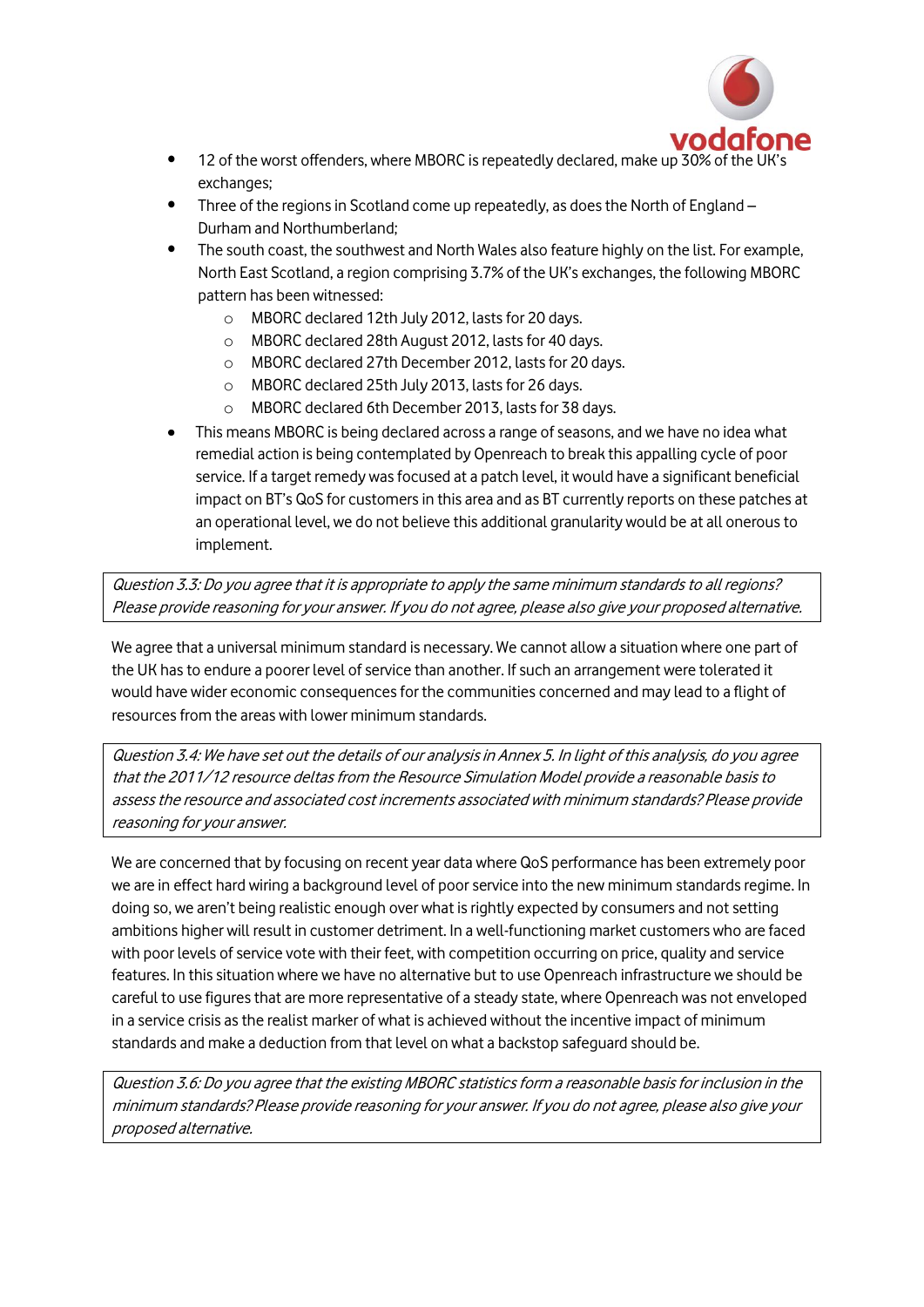- 12 of the worst offenders, where MBORC is repeatedly declared, make up 30% of the UK's exchanges;
- Three of the regions in Scotland come up repeatedly, as does the North of England – Durham and Northumberland;
- The south coast, the southwest and North Wales also feature highly on the list. For example, North East Scotland, a region comprising 3.7% of the UK's exchanges, the following MBORC pattern has been witnessed:
    - MBORC declared 12th July 2012, lasts for 20 days.
    - MBORC declared 28th August 2012, lasts for 40 days.
    - MBORC declared 27th December 2012, lasts for 20 days.
    - MBORC declared 25th July 2013, lasts for 26 days.
    - MBORC declared 6th December 2013, lasts for 38 days.
- This means MBORC is being declared across a range of seasons, and we have no idea what remedial action is being contemplated by Openreach to break this appalling cycle of poor service. If a target remedy was focused at a patch level, it would have a significant beneficial impact on BT's QoS for customers in this area and as BT currently reports on these patches at an operational level, we do not believe this additional granularity would be at all onerous to implement.

*Question 3.3: Do you agree that it is appropriate to apply the same minimum standards to all regions? Please provide reasoning for your answer. If you do not agree, please also give your proposed alternative.*

We agree that a universal minimum standard is necessary. We cannot allow a situation where one part of the UK has to endure a poorer level of service than another. If such an arrangement were tolerated it would have wider economic consequences for the communities concerned and may lead to a flight of resources from the areas with lower minimum standards.

*Question 3.4: We have set out the details of our analysis in Annex 5. In light of this analysis, do you agree that the 2011/12 resource deltas from the Resource Simulation Model provide a reasonable basis to assess the resource and associated cost increments associated with minimum standards? Please provide reasoning for your answer.*

We are concerned that by focusing on recent year data where QoS performance has been extremely poor we are in effect hard wiring a background level of poor service into the new minimum standards regime. In doing so, we aren't being realistic enough over what is rightly expected by consumers and not setting ambitions higher will result in customer detriment. In a well-functioning market customers who are faced with poor levels of service vote with their feet, with competition occurring on price, quality and service features. In this situation where we have no alternative but to use Openreach infrastructure we should be careful to use figures that are more representative of a steady state, where Openreach was not enveloped in a service crisis as the realist marker of what is achieved without the incentive impact of minimum standards and make a deduction from that level on what a backstop safeguard should be.

*Question 3.6: Do you agree that the existing MBORC statistics form a reasonable basis for inclusion in the minimum standards? Please provide reasoning for your answer. If you do not agree, please also give your proposed alternative.*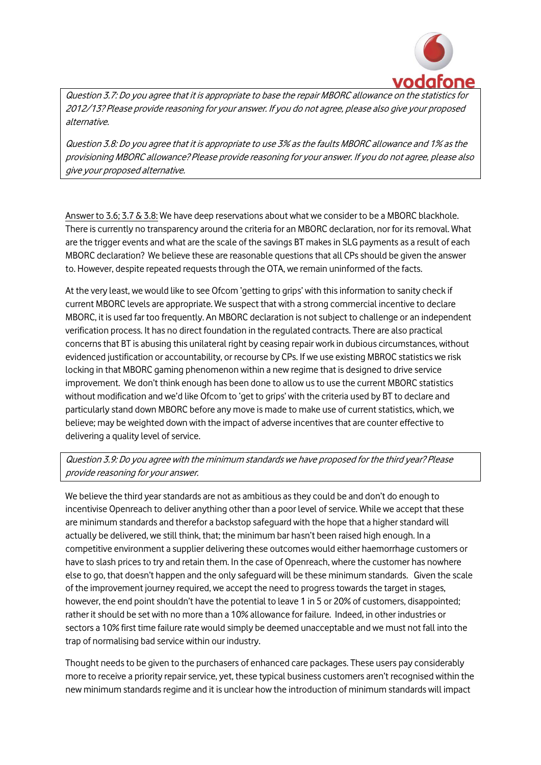*Question 3.7: Do you agree that it is appropriate to base the repair MBORC allowance on the statistics for 2012/13? Please provide reasoning for your answer. If you do not agree, please also give your proposed alternative.*

*Question 3.8: Do you agree that it is appropriate to use 3% as the faults MBORC allowance and 1% as the provisioning MBORC allowance? Please provide reasoning for your answer. If you do not agree, please also give your proposed alternative.*

Answer to 3.6; 3.7 & 3.8: We have deep reservations about what we consider to be a MBORC blackhole. There is currently no transparency around the criteria for an MBORC declaration, nor for its removal. What are the trigger events and what are the scale of the savings BT makes in SLG payments as a result of each MBORC declaration? We believe these are reasonable questions that all CPs should be given the answer to. However, despite repeated requests through the OTA, we remain uninformed of the facts.

At the very least, we would like to see Ofcom 'getting to grips' with this information to sanity check if current MBORC levels are appropriate. We suspect that with a strong commercial incentive to declare MBORC, it is used far too frequently. An MBORC declaration is not subject to challenge or an independent verification process. It has no direct foundation in the regulated contracts. There are also practical concerns that BT is abusing this unilateral right by ceasing repair work in dubious circumstances, without evidenced justification or accountability, or recourse by CPs. If we use existing MBROC statistics we risk locking in that MBORC gaming phenomenon within a new regime that is designed to drive service improvement. We don't think enough has been done to allow us to use the current MBORC statistics without modification and we'd like Ofcom to 'get to grips' with the criteria used by BT to declare and particularly stand down MBORC before any move is made to make use of current statistics, which, we believe; may be weighted down with the impact of adverse incentives that are counter effective to delivering a quality level of service.

*Question 3.9: Do you agree with the minimum standards we have proposed for the third year? Please provide reasoning for your answer.*

We believe the third year standards are not as ambitious as they could be and don't do enough to incentivise Openreach to deliver anything other than a poor level of service. While we accept that these are minimum standards and therefor a backstop safeguard with the hope that a higher standard will actually be delivered, we still think, that; the minimum bar hasn't been raised high enough. In a competitive environment a supplier delivering these outcomes would either haemorrhage customers or have to slash prices to try and retain them. In the case of Openreach, where the customer has nowhere else to go, that doesn't happen and the only safeguard will be these minimum standards. Given the scale of the improvement journey required, we accept the need to progress towards the target in stages, however, the end point shouldn't have the potential to leave 1 in 5 or 20% of customers, disappointed; rather it should be set with no more than a 10% allowance for failure. Indeed, in other industries or sectors a 10% first time failure rate would simply be deemed unacceptable and we must not fall into the trap of normalising bad service within our industry.

Thought needs to be given to the purchasers of enhanced care packages. These users pay considerably more to receive a priority repair service, yet, these typical business customers aren't recognised within the new minimum standards regime and it is unclear how the introduction of minimum standards will impact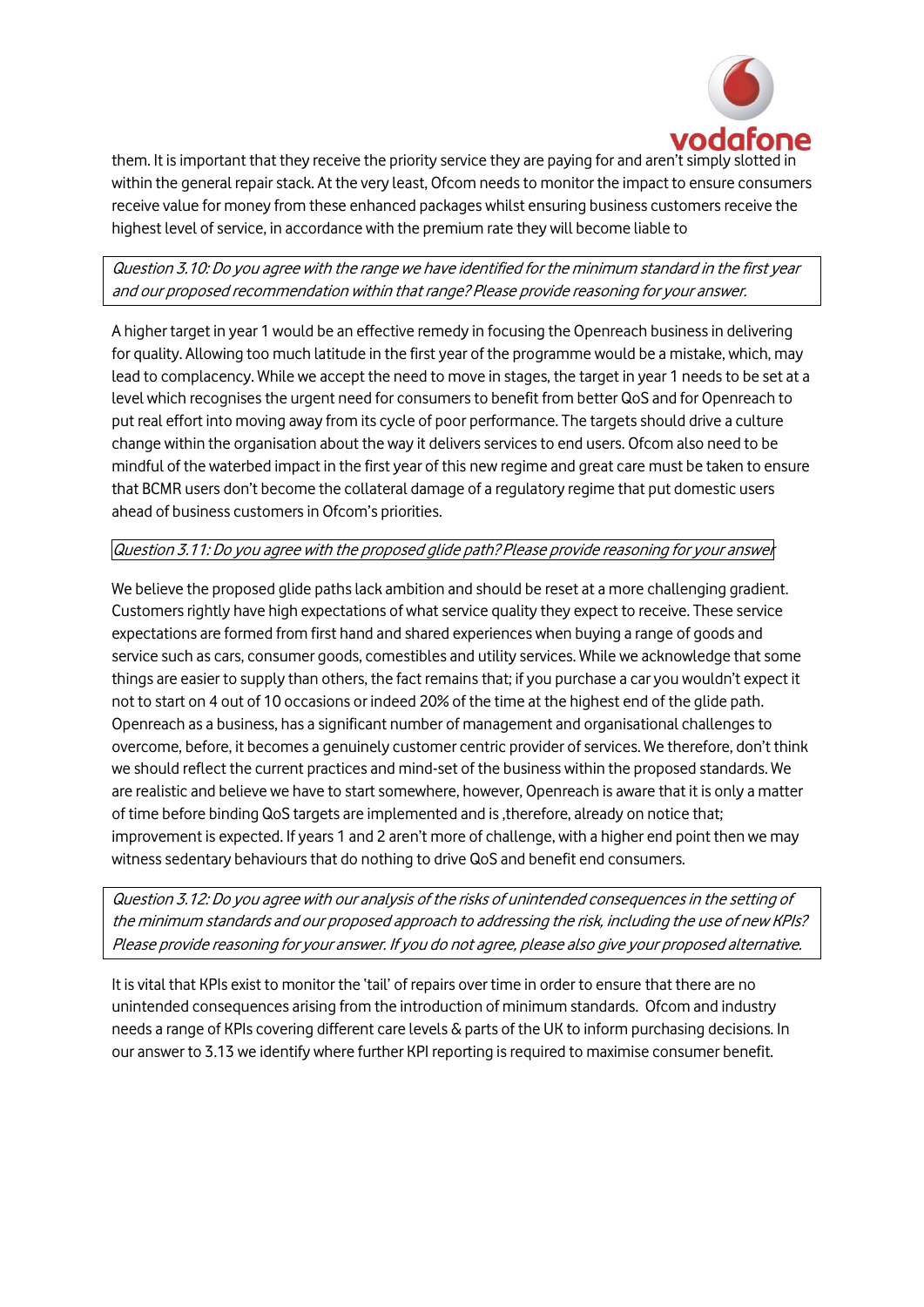them. It is important that they receive the priority service they are paying for and aren't simply slotted in within the general repair stack. At the very least, Ofcom needs to monitor the impact to ensure consumers receive value for money from these enhanced packages whilst ensuring business customers receive the highest level of service, in accordance with the premium rate they will become liable to

*Question 3.10: Do you agree with the range we have identified for the minimum standard in the first year and our proposed recommendation within that range? Please provide reasoning for your answer.*

A higher target in year 1 would be an effective remedy in focusing the Openreach business in delivering for quality. Allowing too much latitude in the first year of the programme would be a mistake, which, may lead to complacency. While we accept the need to move in stages, the target in year 1 needs to be set at a level which recognises the urgent need for consumers to benefit from better QoS and for Openreach to put real effort into moving away from its cycle of poor performance. The targets should drive a culture change within the organisation about the way it delivers services to end users. Ofcom also need to be mindful of the waterbed impact in the first year of this new regime and great care must be taken to ensure that BCMR users don't become the collateral damage of a regulatory regime that put domestic users ahead of business customers in Ofcom's priorities.

*Question 3.11: Do you agree with the proposed glide path? Please provide reasoning for your answer*

We believe the proposed glide paths lack ambition and should be reset at a more challenging gradient. Customers rightly have high expectations of what service quality they expect to receive. These service expectations are formed from first hand and shared experiences when buying a range of goods and service such as cars, consumer goods, comestibles and utility services. While we acknowledge that some things are easier to supply than others, the fact remains that; if you purchase a car you wouldn't expect it not to start on 4 out of 10 occasions or indeed 20% of the time at the highest end of the glide path. Openreach as a business, has a significant number of management and organisational challenges to overcome, before, it becomes a genuinely customer centric provider of services. We therefore, don't think we should reflect the current practices and mind-set of the business within the proposed standards. We are realistic and believe we have to start somewhere, however, Openreach is aware that it is only a matter of time before binding QoS targets are implemented and is ,therefore, already on notice that; improvement is expected. If years 1 and 2 aren't more of challenge, with a higher end point then we may witness sedentary behaviours that do nothing to drive QoS and benefit end consumers.

*Question 3.12: Do you agree with our analysis of the risks of unintended consequences in the setting of the minimum standards and our proposed approach to addressing the risk, including the use of new KPIs? Please provide reasoning for your answer. If you do not agree, please also give your proposed alternative.*

It is vital that KPIs exist to monitor the 'tail' of repairs over time in order to ensure that there are no unintended consequences arising from the introduction of minimum standards. Ofcom and industry needs a range of KPIs covering different care levels & parts of the UK to inform purchasing decisions. In our answer to 3.13 we identify where further KPI reporting is required to maximise consumer benefit.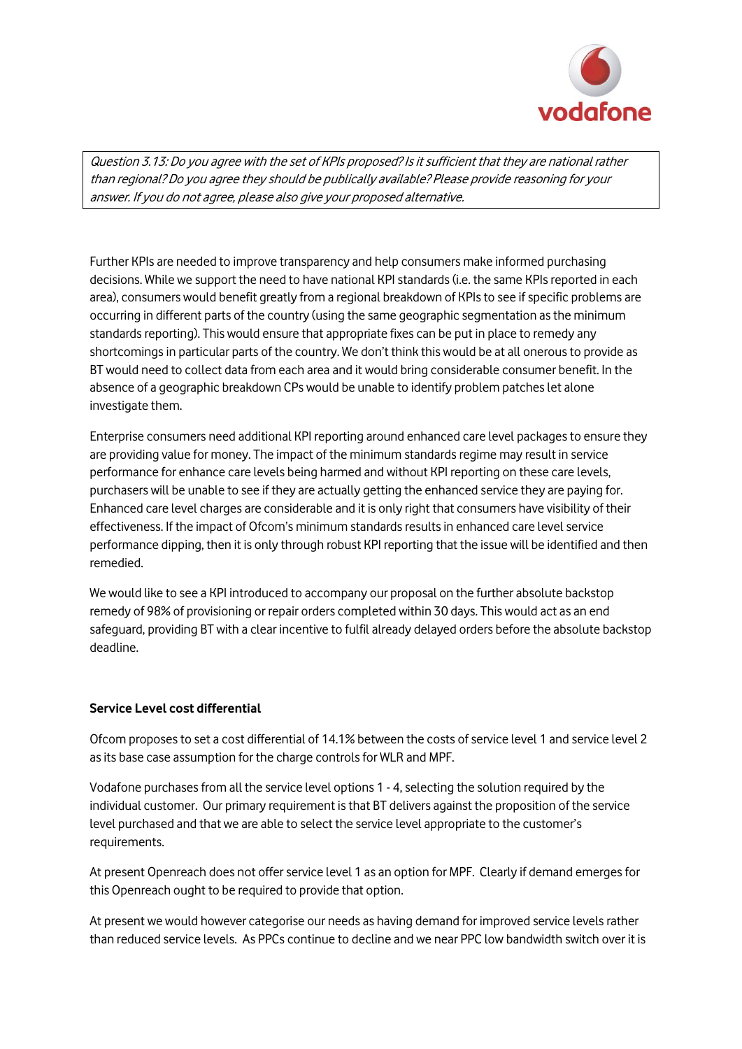*Question 3.13: Do you agree with the set of KPIs proposed? Is it sufficient that they are national rather than regional? Do you agree they should be publically available? Please provide reasoning for your answer. If you do not agree, please also give your proposed alternative.*

Further KPIs are needed to improve transparency and help consumers make informed purchasing decisions. While we support the need to have national KPI standards (i.e. the same KPIs reported in each area), consumers would benefit greatly from a regional breakdown of KPIs to see if specific problems are occurring in different parts of the country (using the same geographic segmentation as the minimum standards reporting). This would ensure that appropriate fixes can be put in place to remedy any shortcomings in particular parts of the country. We don't think this would be at all onerous to provide as BT would need to collect data from each area and it would bring considerable consumer benefit. In the absence of a geographic breakdown CPs would be unable to identify problem patches let alone investigate them.

Enterprise consumers need additional KPI reporting around enhanced care level packages to ensure they are providing value for money. The impact of the minimum standards regime may result in service performance for enhance care levels being harmed and without KPI reporting on these care levels, purchasers will be unable to see if they are actually getting the enhanced service they are paying for. Enhanced care level charges are considerable and it is only right that consumers have visibility of their effectiveness. If the impact of Ofcom's minimum standards results in enhanced care level service performance dipping, then it is only through robust KPI reporting that the issue will be identified and then remedied.

We would like to see a KPI introduced to accompany our proposal on the further absolute backstop remedy of 98% of provisioning or repair orders completed within 30 days. This would act as an end safeguard, providing BT with a clear incentive to fulfil already delayed orders before the absolute backstop deadline.

**Service Level cost differential**

Ofcom proposes to set a cost differential of 14.1% between the costs of service level 1 and service level 2 as its base case assumption for the charge controls for WLR and MPF.

Vodafone purchases from all the service level options 1 - 4, selecting the solution required by the individual customer. Our primary requirement is that BT delivers against the proposition of the service level purchased and that we are able to select the service level appropriate to the customer's requirements.

At present Openreach does not offer service level 1 as an option for MPF. Clearly if demand emerges for this Openreach ought to be required to provide that option.

At present we would however categorise our needs as having demand for improved service levels rather than reduced service levels. As PPCs continue to decline and we near PPC low bandwidth switch over it is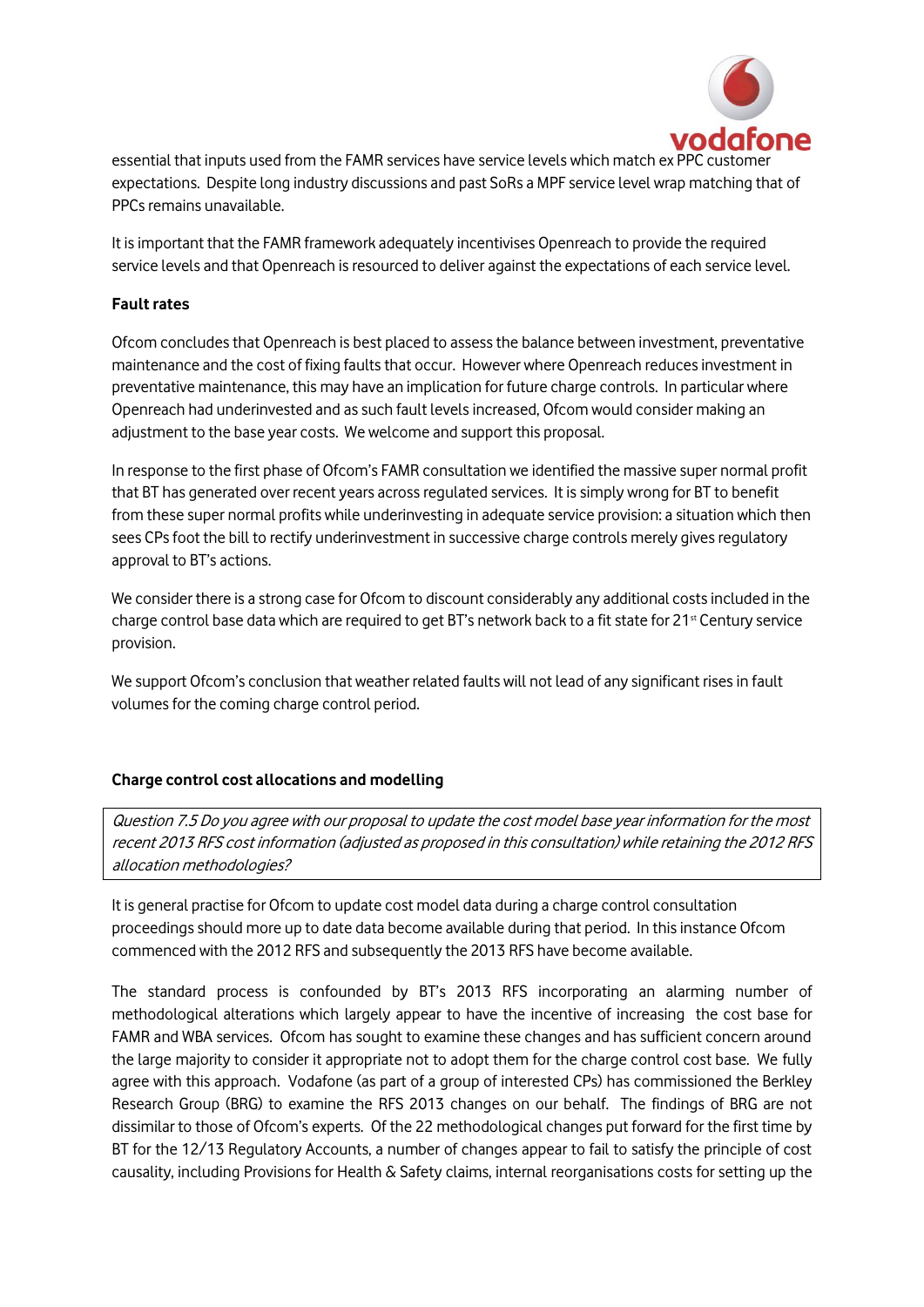essential that inputs used from the FAMR services have service levels which match ex PPC customer expectations. Despite long industry discussions and past SoRs a MPF service level wrap matching that of PPCs remains unavailable.

It is important that the FAMR framework adequately incentivises Openreach to provide the required service levels and that Openreach is resourced to deliver against the expectations of each service level.

**Fault rates**

Ofcom concludes that Openreach is best placed to assess the balance between investment, preventative maintenance and the cost of fixing faults that occur. However where Openreach reduces investment in preventative maintenance, this may have an implication for future charge controls. In particular where Openreach had underinvested and as such fault levels increased, Ofcom would consider making an adjustment to the base year costs. We welcome and support this proposal.

In response to the first phase of Ofcom's FAMR consultation we identified the massive super normal profit that BT has generated over recent years across regulated services. It is simply wrong for BT to benefit from these super normal profits while underinvesting in adequate service provision: a situation which then sees CPs foot the bill to rectify underinvestment in successive charge controls merely gives regulatory approval to BT's actions.

We consider there is a strong case for Ofcom to discount considerably any additional costs included in the charge control base data which are required to get BT's network back to a fit state for 21st Century service provision.

We support Ofcom's conclusion that weather related faults will not lead of any significant rises in fault volumes for the coming charge control period.

**Charge control cost allocations and modelling**

| *Question 7.5 Do you agree with our proposal to update the cost model base year information for the most recent 2013 RFS cost information (adjusted as proposed in this consultation) while retaining the 2012 RFS allocation methodologies?* |
|---|

It is general practise for Ofcom to update cost model data during a charge control consultation proceedings should more up to date data become available during that period. In this instance Ofcom commenced with the 2012 RFS and subsequently the 2013 RFS have become available.

The standard process is confounded by BT's 2013 RFS incorporating an alarming number of methodological alterations which largely appear to have the incentive of increasing the cost base for FAMR and WBA services. Ofcom has sought to examine these changes and has sufficient concern around the large majority to consider it appropriate not to adopt them for the charge control cost base. We fully agree with this approach. Vodafone (as part of a group of interested CPs) has commissioned the Berkley Research Group (BRG) to examine the RFS 2013 changes on our behalf. The findings of BRG are not dissimilar to those of Ofcom's experts. Of the 22 methodological changes put forward for the first time by BT for the 12/13 Regulatory Accounts, a number of changes appear to fail to satisfy the principle of cost causality, including Provisions for Health & Safety claims, internal reorganisations costs for setting up the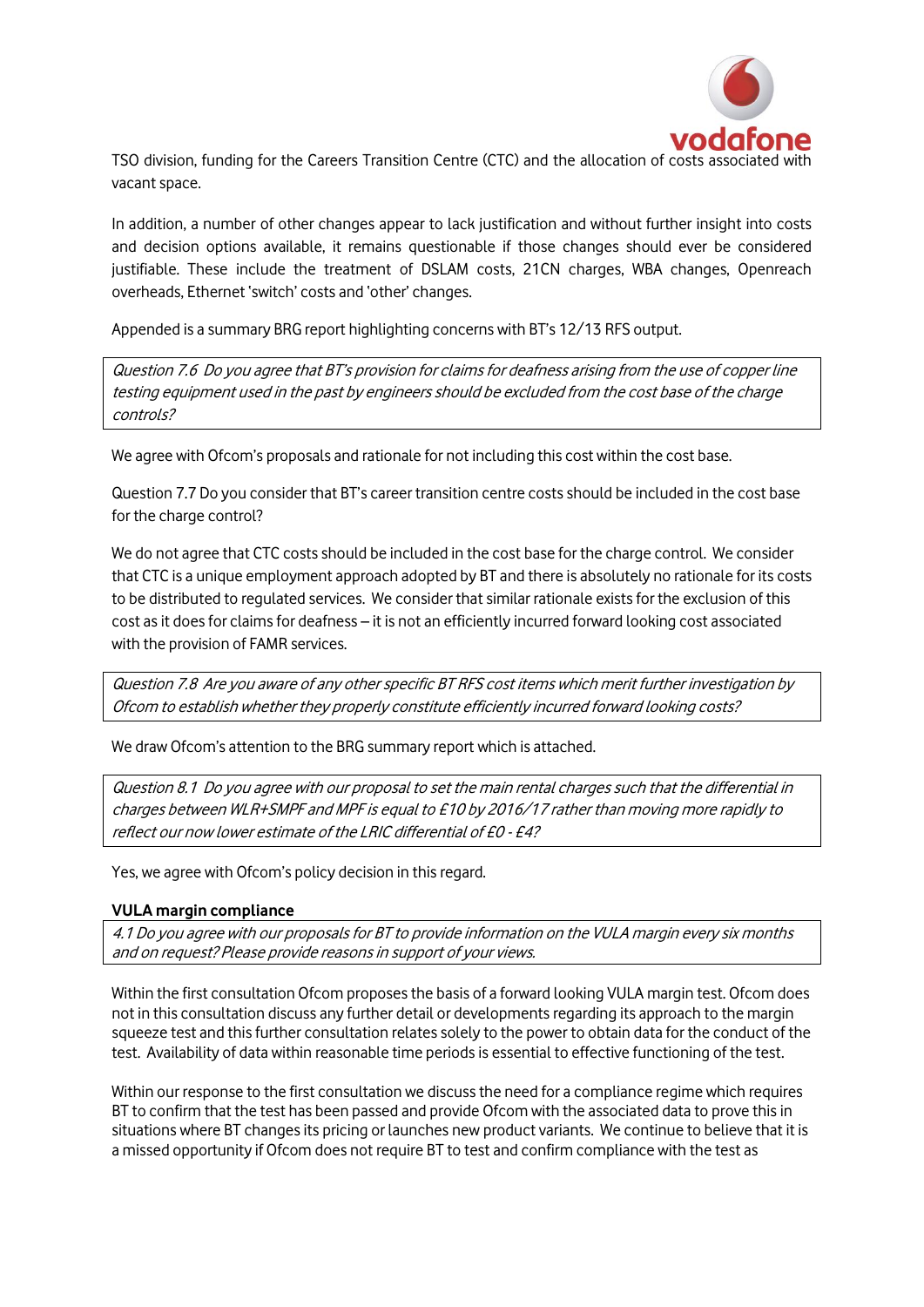TSO division, funding for the Careers Transition Centre (CTC) and the allocation of costs associated with vacant space.

In addition, a number of other changes appear to lack justification and without further insight into costs and decision options available, it remains questionable if those changes should ever be considered justifiable. These include the treatment of DSLAM costs, 21CN charges, WBA changes, Openreach overheads, Ethernet 'switch' costs and 'other' changes.

Appended is a summary BRG report highlighting concerns with BT's 12/13 RFS output.

*Question 7.6 Do you agree that BT's provision for claims for deafness arising from the use of copper line testing equipment used in the past by engineers should be excluded from the cost base of the charge controls?*

We agree with Ofcom's proposals and rationale for not including this cost within the cost base.

Question 7.7 Do you consider that BT's career transition centre costs should be included in the cost base for the charge control?

We do not agree that CTC costs should be included in the cost base for the charge control. We consider that CTC is a unique employment approach adopted by BT and there is absolutely no rationale for its costs to be distributed to regulated services. We consider that similar rationale exists for the exclusion of this cost as it does for claims for deafness – it is not an efficiently incurred forward looking cost associated with the provision of FAMR services.

*Question 7.8 Are you aware of any other specific BT RFS cost items which merit further investigation by Ofcom to establish whether they properly constitute efficiently incurred forward looking costs?*

We draw Ofcom's attention to the BRG summary report which is attached.

*Question 8.1 Do you agree with our proposal to set the main rental charges such that the differential in charges between WLR+SMPF and MPF is equal to £10 by 2016/17 rather than moving more rapidly to reflect our now lower estimate of the LRIC differential of £0 - £4?*

Yes, we agree with Ofcom's policy decision in this regard.

**VULA margin compliance**

*4.1 Do you agree with our proposals for BT to provide information on the VULA margin every six months and on request? Please provide reasons in support of your views.*

Within the first consultation Ofcom proposes the basis of a forward looking VULA margin test. Ofcom does not in this consultation discuss any further detail or developments regarding its approach to the margin squeeze test and this further consultation relates solely to the power to obtain data for the conduct of the test. Availability of data within reasonable time periods is essential to effective functioning of the test.

Within our response to the first consultation we discuss the need for a compliance regime which requires BT to confirm that the test has been passed and provide Ofcom with the associated data to prove this in situations where BT changes its pricing or launches new product variants. We continue to believe that it is a missed opportunity if Ofcom does not require BT to test and confirm compliance with the test as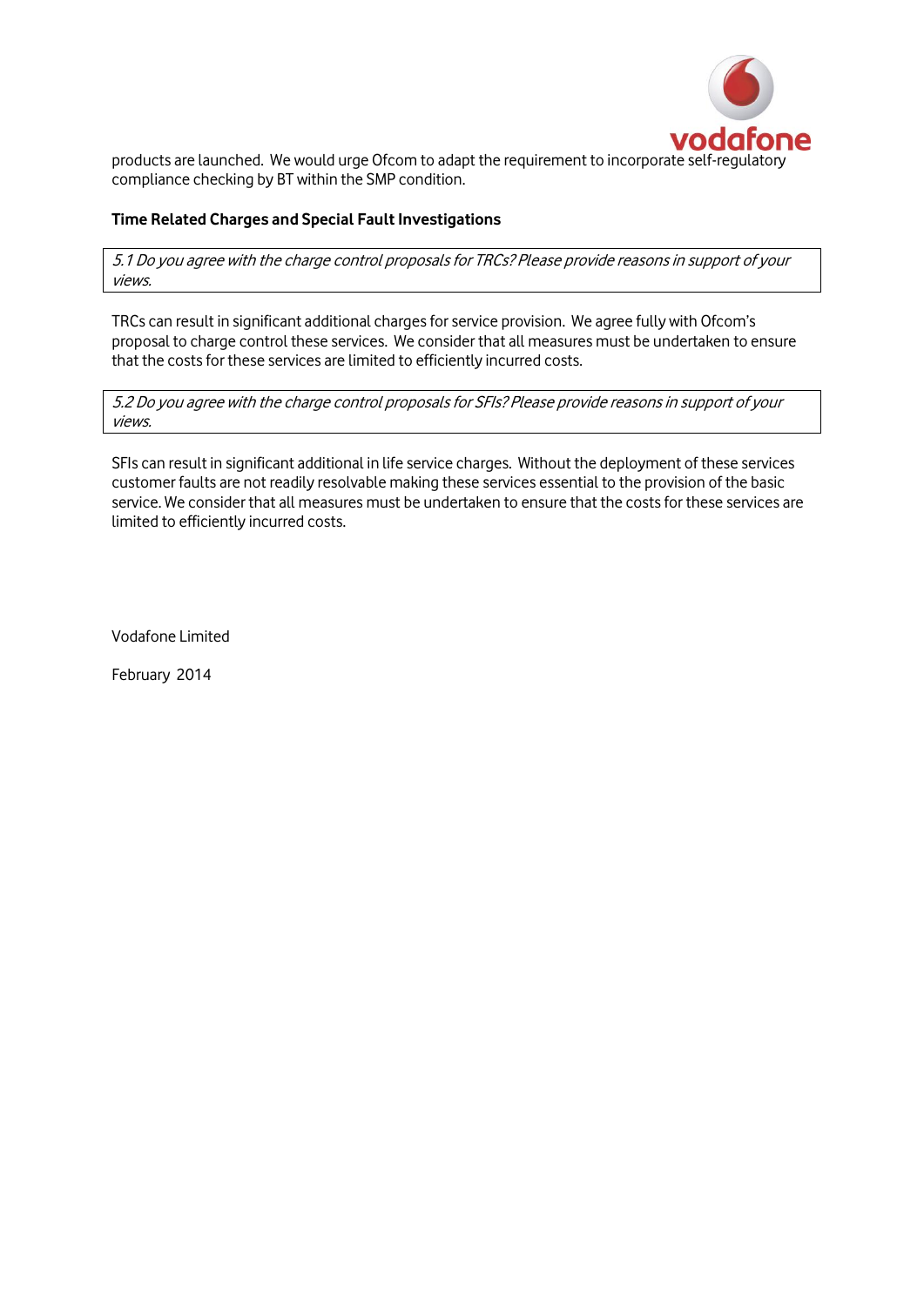products are launched. We would urge Ofcom to adapt the requirement to incorporate self-regulatory compliance checking by BT within the SMP condition.

**Time Related Charges and Special Fault Investigations**

*5.1 Do you agree with the charge control proposals for TRCs? Please provide reasons in support of your views.*

TRCs can result in significant additional charges for service provision. We agree fully with Ofcom's proposal to charge control these services. We consider that all measures must be undertaken to ensure that the costs for these services are limited to efficiently incurred costs.

*5.2 Do you agree with the charge control proposals for SFIs? Please provide reasons in support of your views.*

SFIs can result in significant additional in life service charges. Without the deployment of these services customer faults are not readily resolvable making these services essential to the provision of the basic service. We consider that all measures must be undertaken to ensure that the costs for these services are limited to efficiently incurred costs.

Vodafone Limited

February 2014